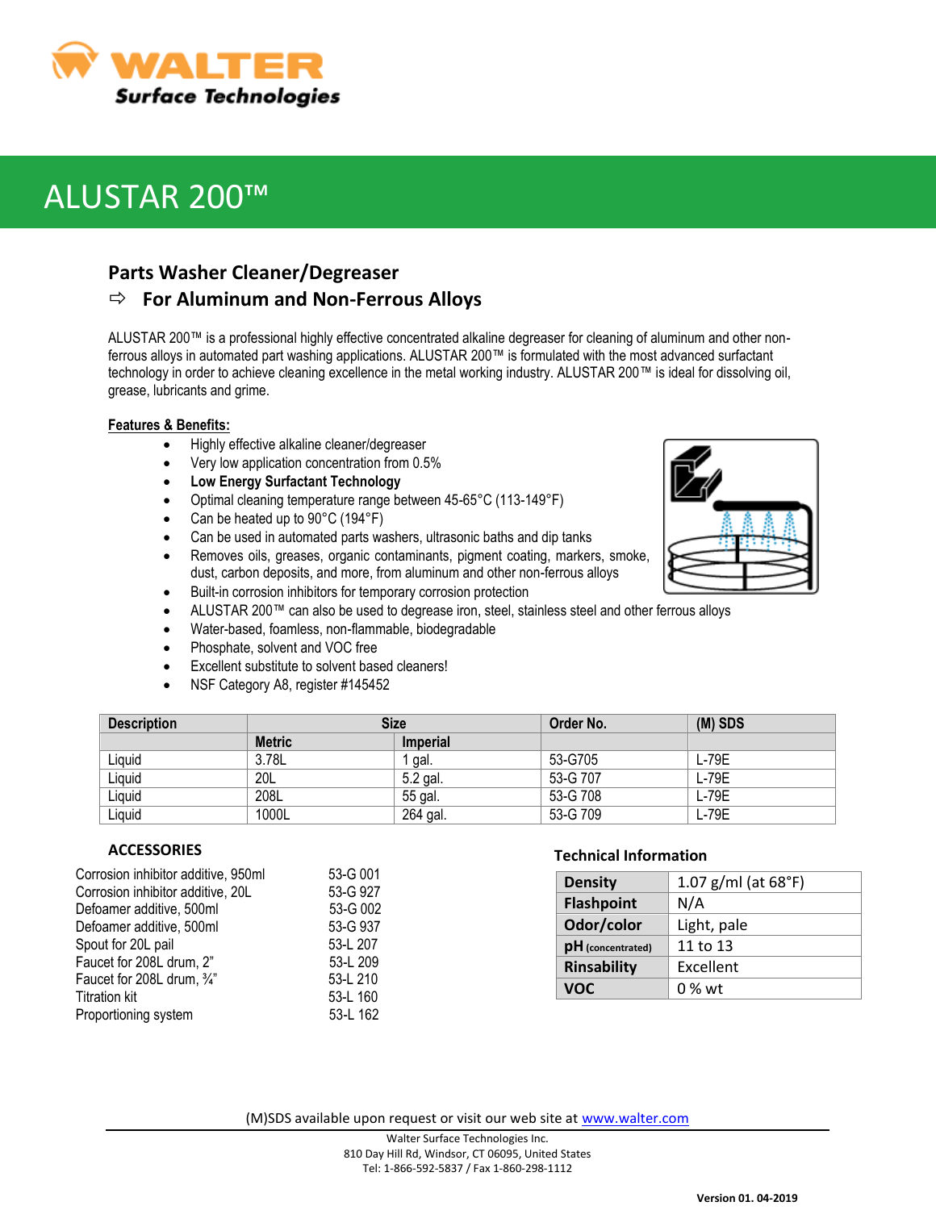# ALUSTAR 200™

## Parts Washer Cleaner/Degreaser

### ⇨ For Aluminum and Non-Ferrous Alloys

ALUSTAR 200™ is a professional highly effective concentrated alkaline degreaser for cleaning of aluminum and other non-ferrous alloys in automated part washing applications. ALUSTAR 200™ is formulated with the most advanced surfactant technology in order to achieve cleaning excellence in the metal working industry. ALUSTAR 200™ is ideal for dissolving oil, grease, lubricants and grime.

**Features & Benefits:**

- Highly effective alkaline cleaner/degreaser
- Very low application concentration from 0.5%
- **Low Energy Surfactant Technology**
- Optimal cleaning temperature range between 45-65°C (113-149°F)
- Can be heated up to 90°C (194°F)
- Can be used in automated parts washers, ultrasonic baths and dip tanks
- Removes oils, greases, organic contaminants, pigment coating, markers, smoke, dust, carbon deposits, and more, from aluminum and other non-ferrous alloys
- Built-in corrosion inhibitors for temporary corrosion protection
- ALUSTAR 200™ can also be used to degrease iron, steel, stainless steel and other ferrous alloys
- Water-based, foamless, non-flammable, biodegradable
- Phosphate, solvent and VOC free
- Excellent substitute to solvent based cleaners!
- NSF Category A8, register #145452

| Description | Size | | Order No. | (M) SDS |
|---|---|---|---|---|
| | Metric | Imperial | | |
| Liquid | 3.78L | 1 gal. | 53-G705 | L-79E |
| Liquid | 20L | 5.2 gal. | 53-G 707 | L-79E |
| Liquid | 208L | 55 gal. | 53-G 708 | L-79E |
| Liquid | 1000L | 264 gal. | 53-G 709 | L-79E |

### ACCESSORIES

| | |
|---|---|
| Corrosion inhibitor additive, 950ml | 53-G 001 |
| Corrosion inhibitor additive, 20L | 53-G 927 |
| Defoamer additive, 500ml | 53-G 002 |
| Defoamer additive, 500ml | 53-G 937 |
| Spout for 20L pail | 53-L 207 |
| Faucet for 208L drum, 2" | 53-L 209 |
| Faucet for 208L drum, ¾" | 53-L 210 |
| Titration kit | 53-L 160 |
| Proportioning system | 53-L 162 |

### Technical Information

| | |
|---|---|
| **Density** | 1.07 g/ml (at 68°F) |
| **Flashpoint** | N/A |
| **Odor/color** | Light, pale |
| **pH** (concentrated) | 11 to 13 |
| **Rinsability** | Excellent |
| **VOC** | 0 % wt |

(M)SDS available upon request or visit our web site at www.walter.com

Walter Surface Technologies Inc.
810 Day Hill Rd, Windsor, CT 06095, United States
Tel: 1-866-592-5837 / Fax 1-860-298-1112

**Version 01. 04-2019**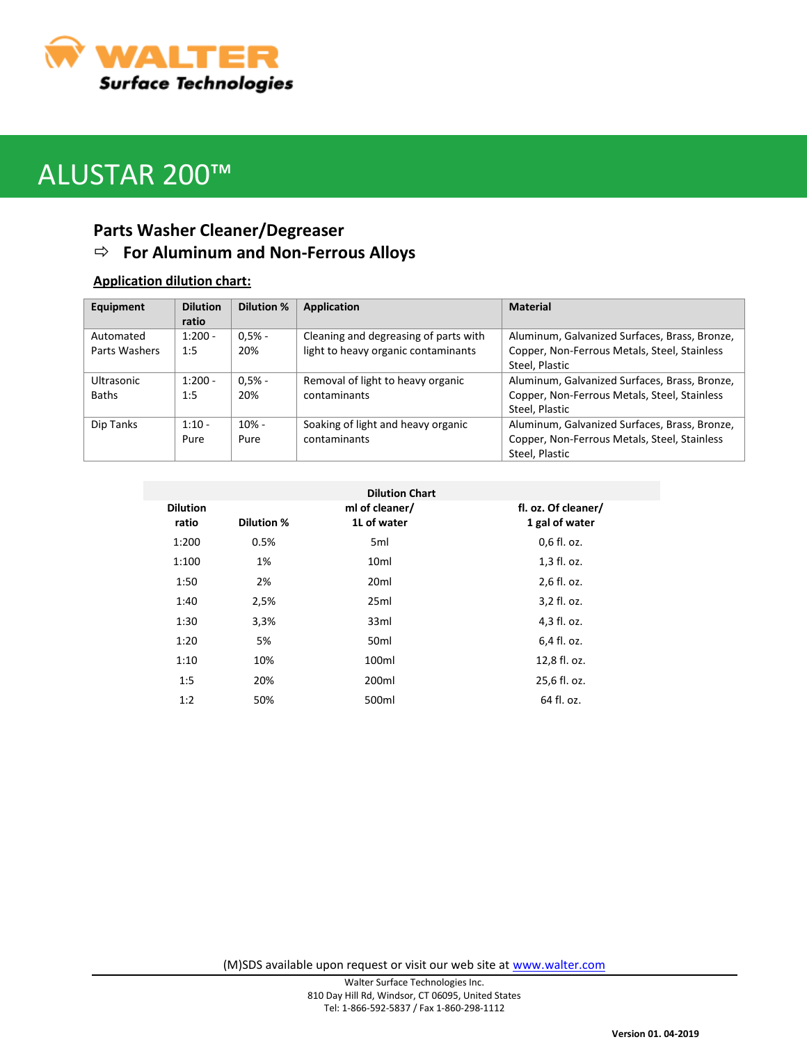WALTER Surface Technologies

# ALUSTAR 200™

## Parts Washer Cleaner/Degreaser

### ⇨ For Aluminum and Non-Ferrous Alloys

**Application dilution chart:**

| Equipment | Dilution ratio | Dilution % | Application | Material |
|---|---|---|---|---|
| Automated Parts Washers | 1:200 - 1:5 | 0,5% - 20% | Cleaning and degreasing of parts with light to heavy organic contaminants | Aluminum, Galvanized Surfaces, Brass, Bronze, Copper, Non-Ferrous Metals, Steel, Stainless Steel, Plastic |
| Ultrasonic Baths | 1:200 - 1:5 | 0,5% - 20% | Removal of light to heavy organic contaminants | Aluminum, Galvanized Surfaces, Brass, Bronze, Copper, Non-Ferrous Metals, Steel, Stainless Steel, Plastic |
| Dip Tanks | 1:10 - Pure | 10% - Pure | Soaking of light and heavy organic contaminants | Aluminum, Galvanized Surfaces, Brass, Bronze, Copper, Non-Ferrous Metals, Steel, Stainless Steel, Plastic |

**Dilution Chart**

| Dilution ratio | Dilution % | ml of cleaner/ 1L of water | fl. oz. Of cleaner/ 1 gal of water |
|---|---|---|---|
| 1:200 | 0.5% | 5ml | 0,6 fl. oz. |
| 1:100 | 1% | 10ml | 1,3 fl. oz. |
| 1:50 | 2% | 20ml | 2,6 fl. oz. |
| 1:40 | 2,5% | 25ml | 3,2 fl. oz. |
| 1:30 | 3,3% | 33ml | 4,3 fl. oz. |
| 1:20 | 5% | 50ml | 6,4 fl. oz. |
| 1:10 | 10% | 100ml | 12,8 fl. oz. |
| 1:5 | 20% | 200ml | 25,6 fl. oz. |
| 1:2 | 50% | 500ml | 64 fl. oz. |

(M)SDS available upon request or visit our web site at www.walter.com

Walter Surface Technologies Inc.
810 Day Hill Rd, Windsor, CT 06095, United States
Tel: 1-866-592-5837 / Fax 1-860-298-1112

**Version 01. 04-2019**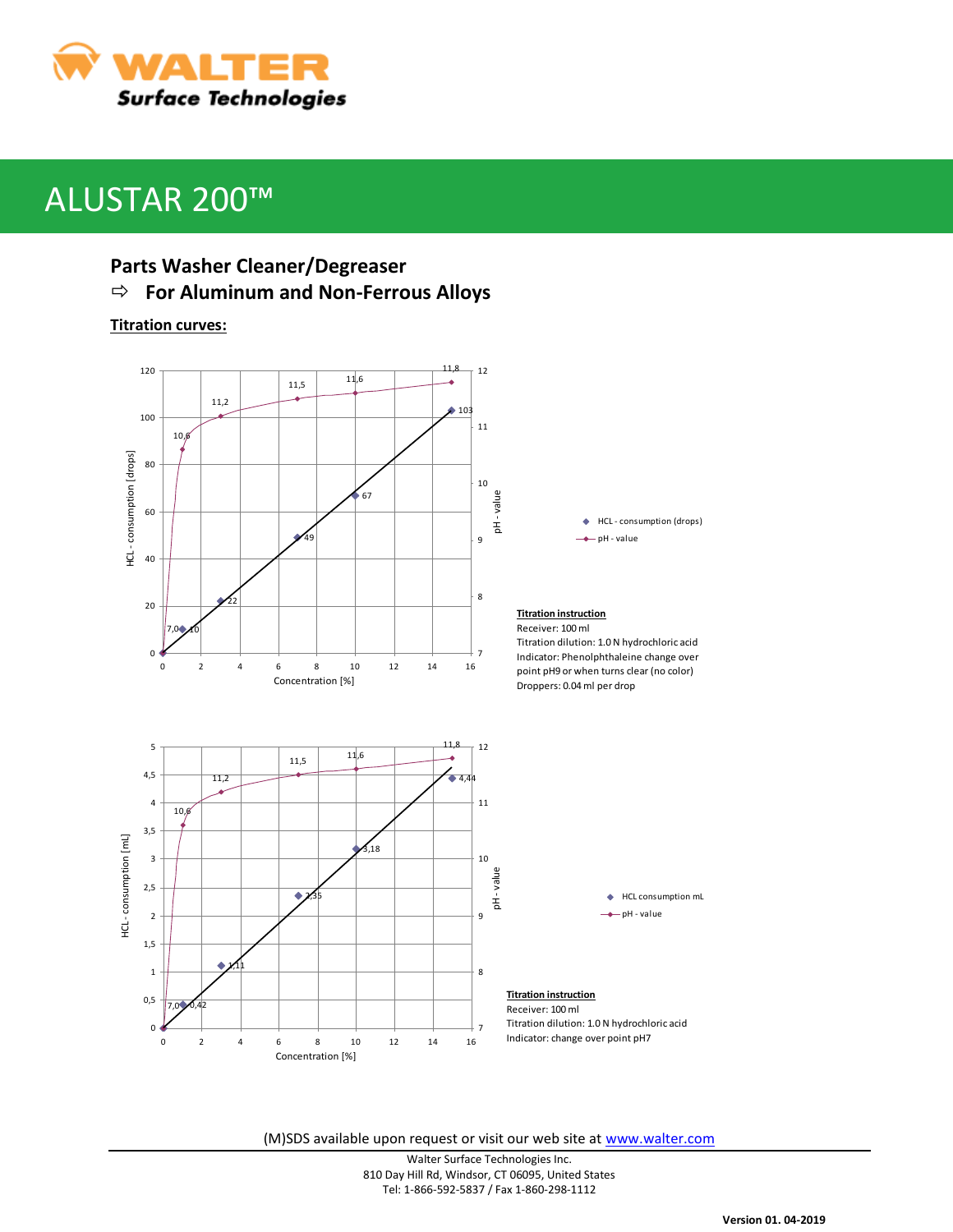# ALUSTAR 200™

## Parts Washer Cleaner/Degreaser

## ⇨ For Aluminum and Non-Ferrous Alloys

**Titration curves:**

120
100
80
60
40
20
0
HCL - consumption [drops]
0 2 4 6 8 10 12 14 16
Concentration [%]
12
11
10
9
8
7
pH - value
7,0
10,6
11,2
11,5
11,6
11,8
10
22
49
67
103

HCL - consumption (drops)
pH - value

**Titration instruction**
Receiver: 100 ml
Titration dilution: 1.0 N hydrochloric acid
Indicator: Phenolphthaleine change over point pH9 or when turns clear (no color)
Droppers: 0.04 ml per drop

5
4,5
4
3,5
3
2,5
2
1,5
1
0,5
0
HCL - consumption [mL]
0 2 4 6 8 10 12 14 16
Concentration [%]
12
11
10
9
8
7
pH - value
7,0
10,6
11,2
11,5
11,6
11,8
0,42
1,11
2,35
3,18
4,44

HCL consumption mL
pH - value

**Titration instruction**
Receiver: 100 ml
Titration dilution: 1.0 N hydrochloric acid
Indicator: change over point pH7

(M)SDS available upon request or visit our web site at www.walter.com

Walter Surface Technologies Inc.
810 Day Hill Rd, Windsor, CT 06095, United States
Tel: 1-866-592-5837 / Fax 1-860-298-1112

**Version 01. 04-2019**